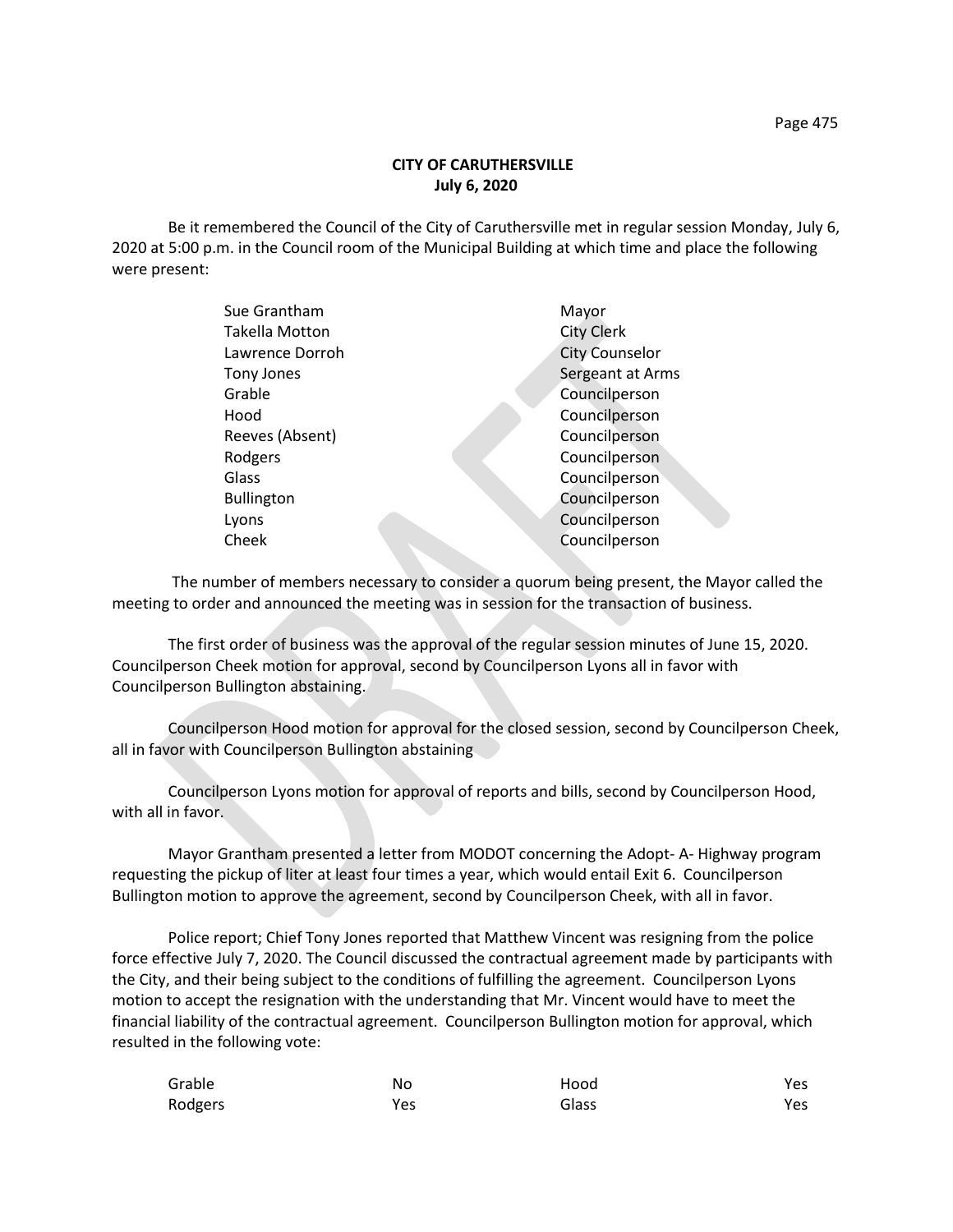**CITY OF CARUTHERSVILLE**
**July 6, 2020**

Be it remembered the Council of the City of Caruthersville met in regular session Monday, July 6, 2020 at 5:00 p.m. in the Council room of the Municipal Building at which time and place the following were present:

| | |
|---|---|
| Sue Grantham | Mayor |
| Takella Motton | City Clerk |
| Lawrence Dorroh | City Counselor |
| Tony Jones | Sergeant at Arms |
| Grable | Councilperson |
| Hood | Councilperson |
| Reeves (Absent) | Councilperson |
| Rodgers | Councilperson |
| Glass | Councilperson |
| Bullington | Councilperson |
| Lyons | Councilperson |
| Cheek | Councilperson |

The number of members necessary to consider a quorum being present, the Mayor called the meeting to order and announced the meeting was in session for the transaction of business.

The first order of business was the approval of the regular session minutes of June 15, 2020. Councilperson Cheek motion for approval, second by Councilperson Lyons all in favor with Councilperson Bullington abstaining.

Councilperson Hood motion for approval for the closed session, second by Councilperson Cheek, all in favor with Councilperson Bullington abstaining

Councilperson Lyons motion for approval of reports and bills, second by Councilperson Hood, with all in favor.

Mayor Grantham presented a letter from MODOT concerning the Adopt- A- Highway program requesting the pickup of liter at least four times a year, which would entail Exit 6. Councilperson Bullington motion to approve the agreement, second by Councilperson Cheek, with all in favor.

Police report; Chief Tony Jones reported that Matthew Vincent was resigning from the police force effective July 7, 2020. The Council discussed the contractual agreement made by participants with the City, and their being subject to the conditions of fulfilling the agreement. Councilperson Lyons motion to accept the resignation with the understanding that Mr. Vincent would have to meet the financial liability of the contractual agreement. Councilperson Bullington motion for approval, which resulted in the following vote:

| | | | |
|---|---|---|---|
| Grable | No | Hood | Yes |
| Rodgers | Yes | Glass | Yes |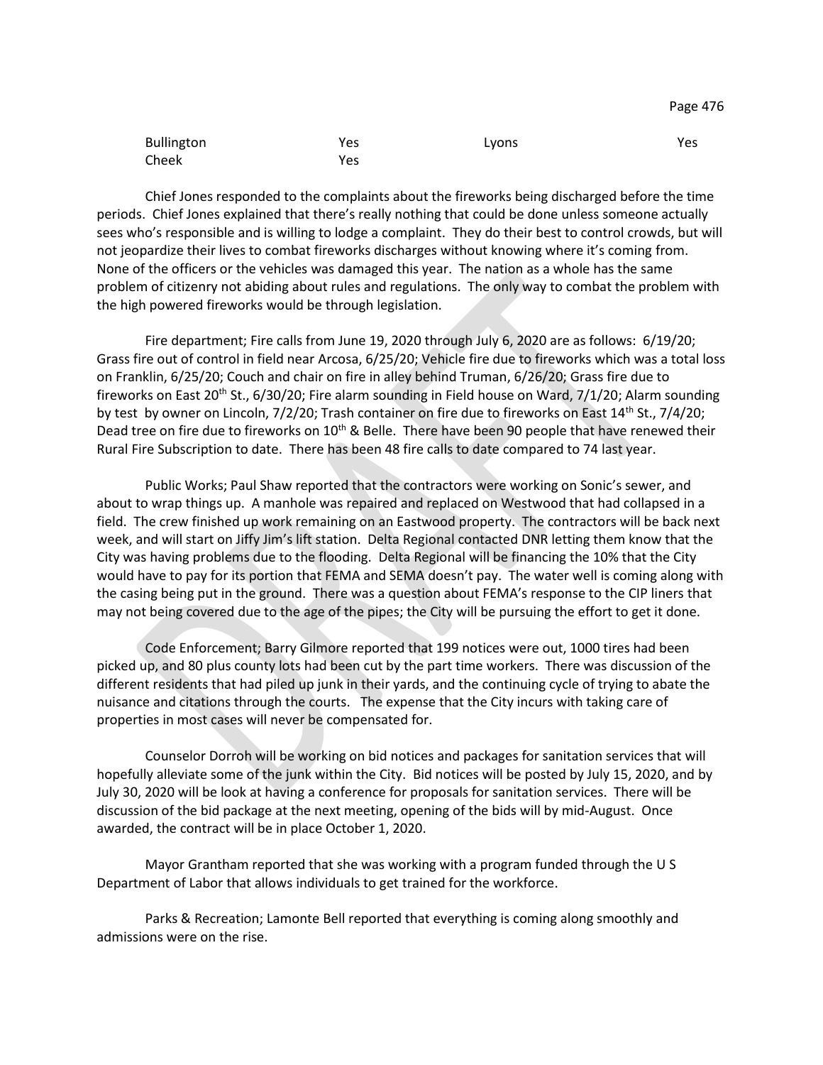| | | | |
|---|---|---|---|
| Bullington | Yes | Lyons | Yes |
| Cheek | Yes | | |

Chief Jones responded to the complaints about the fireworks being discharged before the time periods. Chief Jones explained that there's really nothing that could be done unless someone actually sees who's responsible and is willing to lodge a complaint. They do their best to control crowds, but will not jeopardize their lives to combat fireworks discharges without knowing where it's coming from. None of the officers or the vehicles was damaged this year. The nation as a whole has the same problem of citizenry not abiding about rules and regulations. The only way to combat the problem with the high powered fireworks would be through legislation.

Fire department; Fire calls from June 19, 2020 through July 6, 2020 are as follows: 6/19/20; Grass fire out of control in field near Arcosa, 6/25/20; Vehicle fire due to fireworks which was a total loss on Franklin, 6/25/20; Couch and chair on fire in alley behind Truman, 6/26/20; Grass fire due to fireworks on East 20th St., 6/30/20; Fire alarm sounding in Field house on Ward, 7/1/20; Alarm sounding by test by owner on Lincoln, 7/2/20; Trash container on fire due to fireworks on East 14th St., 7/4/20; Dead tree on fire due to fireworks on 10th & Belle. There have been 90 people that have renewed their Rural Fire Subscription to date. There has been 48 fire calls to date compared to 74 last year.

Public Works; Paul Shaw reported that the contractors were working on Sonic's sewer, and about to wrap things up. A manhole was repaired and replaced on Westwood that had collapsed in a field. The crew finished up work remaining on an Eastwood property. The contractors will be back next week, and will start on Jiffy Jim's lift station. Delta Regional contacted DNR letting them know that the City was having problems due to the flooding. Delta Regional will be financing the 10% that the City would have to pay for its portion that FEMA and SEMA doesn't pay. The water well is coming along with the casing being put in the ground. There was a question about FEMA's response to the CIP liners that may not being covered due to the age of the pipes; the City will be pursuing the effort to get it done.

Code Enforcement; Barry Gilmore reported that 199 notices were out, 1000 tires had been picked up, and 80 plus county lots had been cut by the part time workers. There was discussion of the different residents that had piled up junk in their yards, and the continuing cycle of trying to abate the nuisance and citations through the courts. The expense that the City incurs with taking care of properties in most cases will never be compensated for.

Counselor Dorroh will be working on bid notices and packages for sanitation services that will hopefully alleviate some of the junk within the City. Bid notices will be posted by July 15, 2020, and by July 30, 2020 will be look at having a conference for proposals for sanitation services. There will be discussion of the bid package at the next meeting, opening of the bids will by mid-August. Once awarded, the contract will be in place October 1, 2020.

Mayor Grantham reported that she was working with a program funded through the U S Department of Labor that allows individuals to get trained for the workforce.

Parks & Recreation; Lamonte Bell reported that everything is coming along smoothly and admissions were on the rise.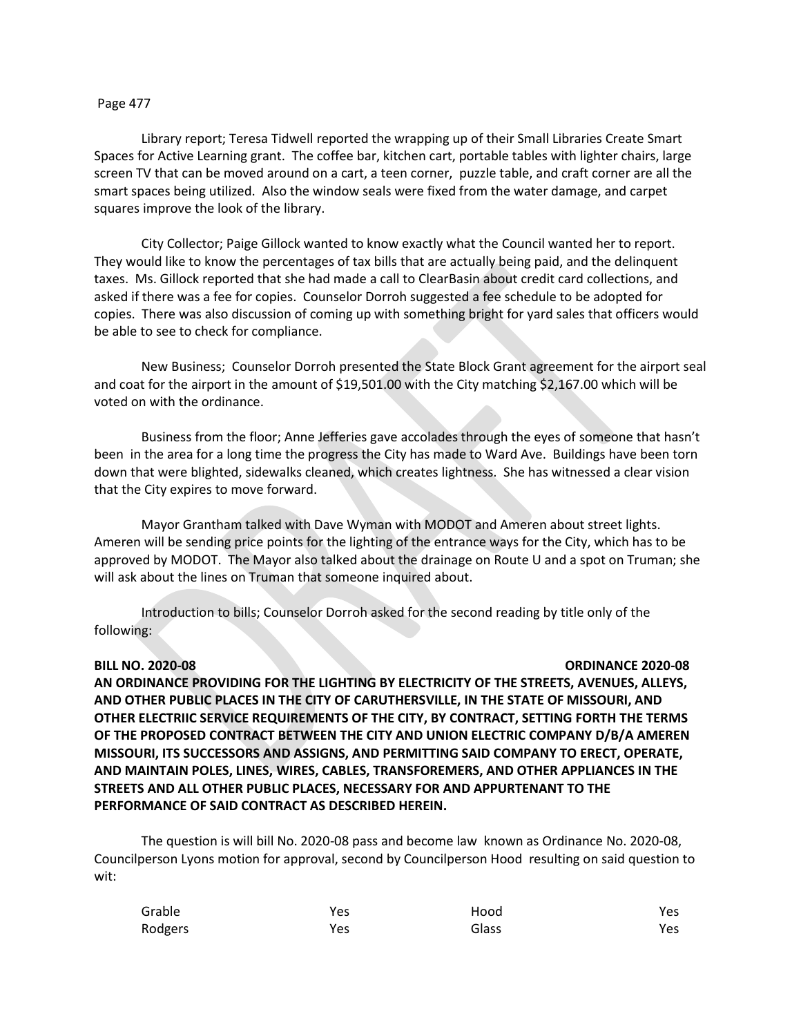Page 477

Library report; Teresa Tidwell reported the wrapping up of their Small Libraries Create Smart Spaces for Active Learning grant. The coffee bar, kitchen cart, portable tables with lighter chairs, large screen TV that can be moved around on a cart, a teen corner, puzzle table, and craft corner are all the smart spaces being utilized. Also the window seals were fixed from the water damage, and carpet squares improve the look of the library.

City Collector; Paige Gillock wanted to know exactly what the Council wanted her to report. They would like to know the percentages of tax bills that are actually being paid, and the delinquent taxes. Ms. Gillock reported that she had made a call to ClearBasin about credit card collections, and asked if there was a fee for copies. Counselor Dorroh suggested a fee schedule to be adopted for copies. There was also discussion of coming up with something bright for yard sales that officers would be able to see to check for compliance.

New Business; Counselor Dorroh presented the State Block Grant agreement for the airport seal and coat for the airport in the amount of $19,501.00 with the City matching $2,167.00 which will be voted on with the ordinance.

Business from the floor; Anne Jefferies gave accolades through the eyes of someone that hasn't been in the area for a long time the progress the City has made to Ward Ave. Buildings have been torn down that were blighted, sidewalks cleaned, which creates lightness. She has witnessed a clear vision that the City expires to move forward.

Mayor Grantham talked with Dave Wyman with MODOT and Ameren about street lights. Ameren will be sending price points for the lighting of the entrance ways for the City, which has to be approved by MODOT. The Mayor also talked about the drainage on Route U and a spot on Truman; she will ask about the lines on Truman that someone inquired about.

Introduction to bills; Counselor Dorroh asked for the second reading by title only of the following:

**BILL NO. 2020-08 ORDINANCE 2020-08**

**AN ORDINANCE PROVIDING FOR THE LIGHTING BY ELECTRICITY OF THE STREETS, AVENUES, ALLEYS, AND OTHER PUBLIC PLACES IN THE CITY OF CARUTHERSVILLE, IN THE STATE OF MISSOURI, AND OTHER ELECTRIIC SERVICE REQUIREMENTS OF THE CITY, BY CONTRACT, SETTING FORTH THE TERMS OF THE PROPOSED CONTRACT BETWEEN THE CITY AND UNION ELECTRIC COMPANY D/B/A AMEREN MISSOURI, ITS SUCCESSORS AND ASSIGNS, AND PERMITTING SAID COMPANY TO ERECT, OPERATE, AND MAINTAIN POLES, LINES, WIRES, CABLES, TRANSFOREMERS, AND OTHER APPLIANCES IN THE STREETS AND ALL OTHER PUBLIC PLACES, NECESSARY FOR AND APPURTENANT TO THE PERFORMANCE OF SAID CONTRACT AS DESCRIBED HEREIN.**

The question is will bill No. 2020-08 pass and become law known as Ordinance No. 2020-08, Councilperson Lyons motion for approval, second by Councilperson Hood resulting on said question to wit:

| | | | |
|---|---|---|---|
| Grable | Yes | Hood | Yes |
| Rodgers | Yes | Glass | Yes |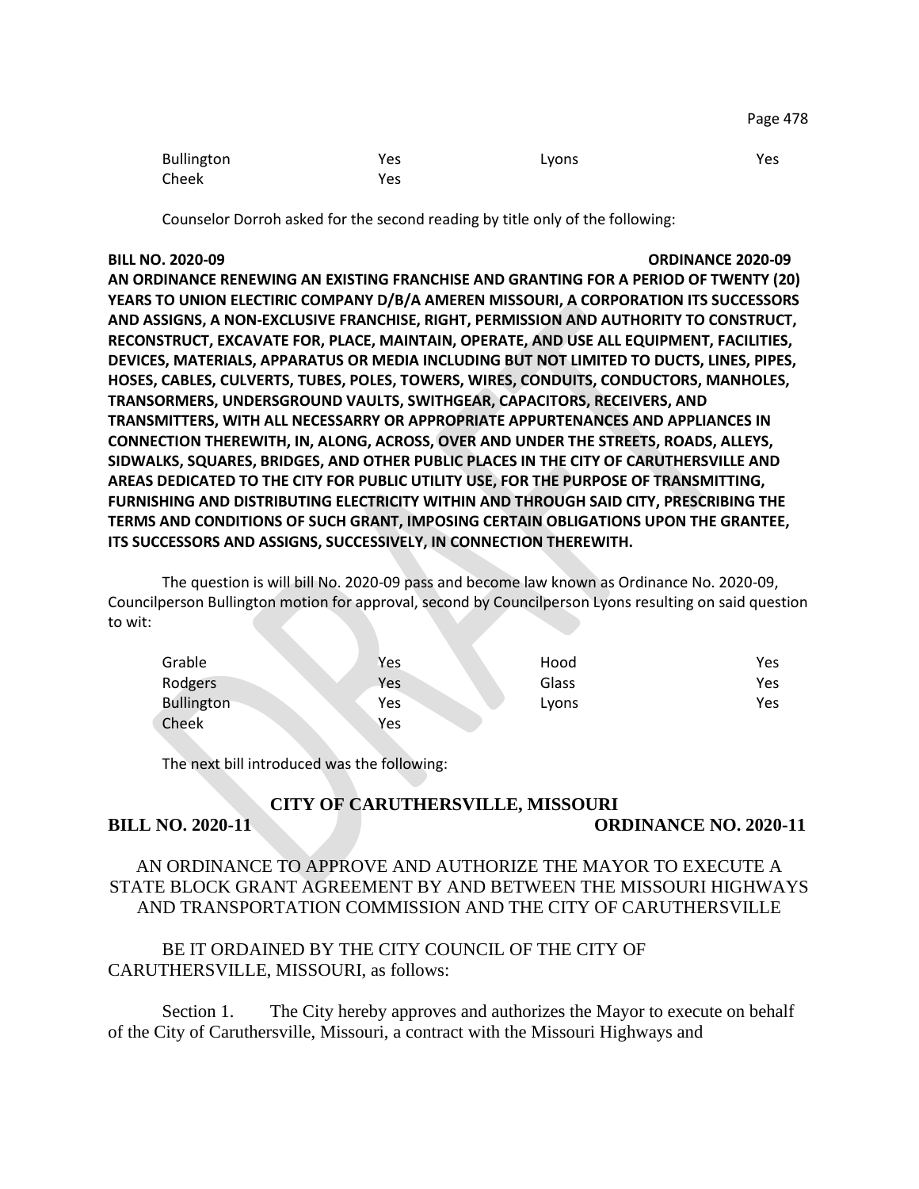| | | | |
|---|---|---|---|
| Bullington | Yes | Lyons | Yes |
| Cheek | Yes | | |

Counselor Dorroh asked for the second reading by title only of the following:

**BILL NO. 2020-09 ORDINANCE 2020-09**

**AN ORDINANCE RENEWING AN EXISTING FRANCHISE AND GRANTING FOR A PERIOD OF TWENTY (20) YEARS TO UNION ELECTIRIC COMPANY D/B/A AMEREN MISSOURI, A CORPORATION ITS SUCCESSORS AND ASSIGNS, A NON-EXCLUSIVE FRANCHISE, RIGHT, PERMISSION AND AUTHORITY TO CONSTRUCT, RECONSTRUCT, EXCAVATE FOR, PLACE, MAINTAIN, OPERATE, AND USE ALL EQUIPMENT, FACILITIES, DEVICES, MATERIALS, APPARATUS OR MEDIA INCLUDING BUT NOT LIMITED TO DUCTS, LINES, PIPES, HOSES, CABLES, CULVERTS, TUBES, POLES, TOWERS, WIRES, CONDUITS, CONDUCTORS, MANHOLES, TRANSORMERS, UNDERSGROUND VAULTS, SWITHGEAR, CAPACITORS, RECEIVERS, AND TRANSMITTERS, WITH ALL NECESSARRY OR APPROPRIATE APPURTENANCES AND APPLIANCES IN CONNECTION THEREWITH, IN, ALONG, ACROSS, OVER AND UNDER THE STREETS, ROADS, ALLEYS, SIDWALKS, SQUARES, BRIDGES, AND OTHER PUBLIC PLACES IN THE CITY OF CARUTHERSVILLE AND AREAS DEDICATED TO THE CITY FOR PUBLIC UTILITY USE, FOR THE PURPOSE OF TRANSMITTING, FURNISHING AND DISTRIBUTING ELECTRICITY WITHIN AND THROUGH SAID CITY, PRESCRIBING THE TERMS AND CONDITIONS OF SUCH GRANT, IMPOSING CERTAIN OBLIGATIONS UPON THE GRANTEE, ITS SUCCESSORS AND ASSIGNS, SUCCESSIVELY, IN CONNECTION THEREWITH.**

The question is will bill No. 2020-09 pass and become law known as Ordinance No. 2020-09, Councilperson Bullington motion for approval, second by Councilperson Lyons resulting on said question to wit:

| | | | |
|---|---|---|---|
| Grable | Yes | Hood | Yes |
| Rodgers | Yes | Glass | Yes |
| Bullington | Yes | Lyons | Yes |
| Cheek | Yes | | |

The next bill introduced was the following:

**CITY OF CARUTHERSVILLE, MISSOURI**

**BILL NO. 2020-11 ORDINANCE NO. 2020-11**

AN ORDINANCE TO APPROVE AND AUTHORIZE THE MAYOR TO EXECUTE A STATE BLOCK GRANT AGREEMENT BY AND BETWEEN THE MISSOURI HIGHWAYS AND TRANSPORTATION COMMISSION AND THE CITY OF CARUTHERSVILLE

BE IT ORDAINED BY THE CITY COUNCIL OF THE CITY OF CARUTHERSVILLE, MISSOURI, as follows:

Section 1. The City hereby approves and authorizes the Mayor to execute on behalf of the City of Caruthersville, Missouri, a contract with the Missouri Highways and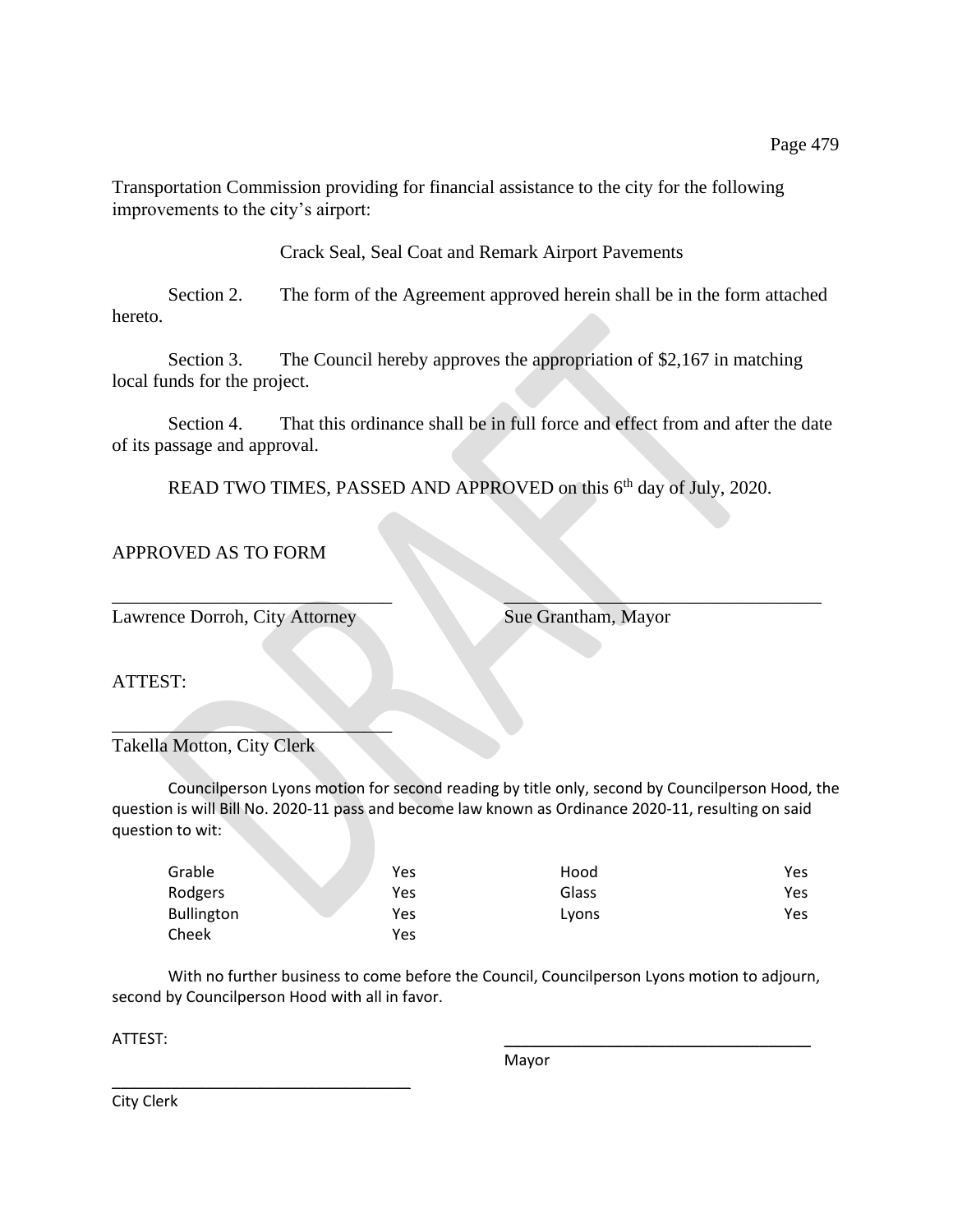Transportation Commission providing for financial assistance to the city for the following improvements to the city's airport:

Crack Seal, Seal Coat and Remark Airport Pavements

Section 2. The form of the Agreement approved herein shall be in the form attached hereto.

Section 3. The Council hereby approves the appropriation of $2,167 in matching local funds for the project.

Section 4. That this ordinance shall be in full force and effect from and after the date of its passage and approval.

READ TWO TIMES, PASSED AND APPROVED on this 6th day of July, 2020.

APPROVED AS TO FORM

______________________________ ______________________________
Lawrence Dorroh, City Attorney Sue Grantham, Mayor

ATTEST:

______________________________
Takella Motton, City Clerk

Councilperson Lyons motion for second reading by title only, second by Councilperson Hood, the question is will Bill No. 2020-11 pass and become law known as Ordinance 2020-11, resulting on said question to wit:

| | | | |
|---|---|---|---|
| Grable | Yes | Hood | Yes |
| Rodgers | Yes | Glass | Yes |
| Bullington | Yes | Lyons | Yes |
| Cheek | Yes | | |

With no further business to come before the Council, Councilperson Lyons motion to adjourn, second by Councilperson Hood with all in favor.

ATTEST: ______________________________
Mayor

______________________________
City Clerk